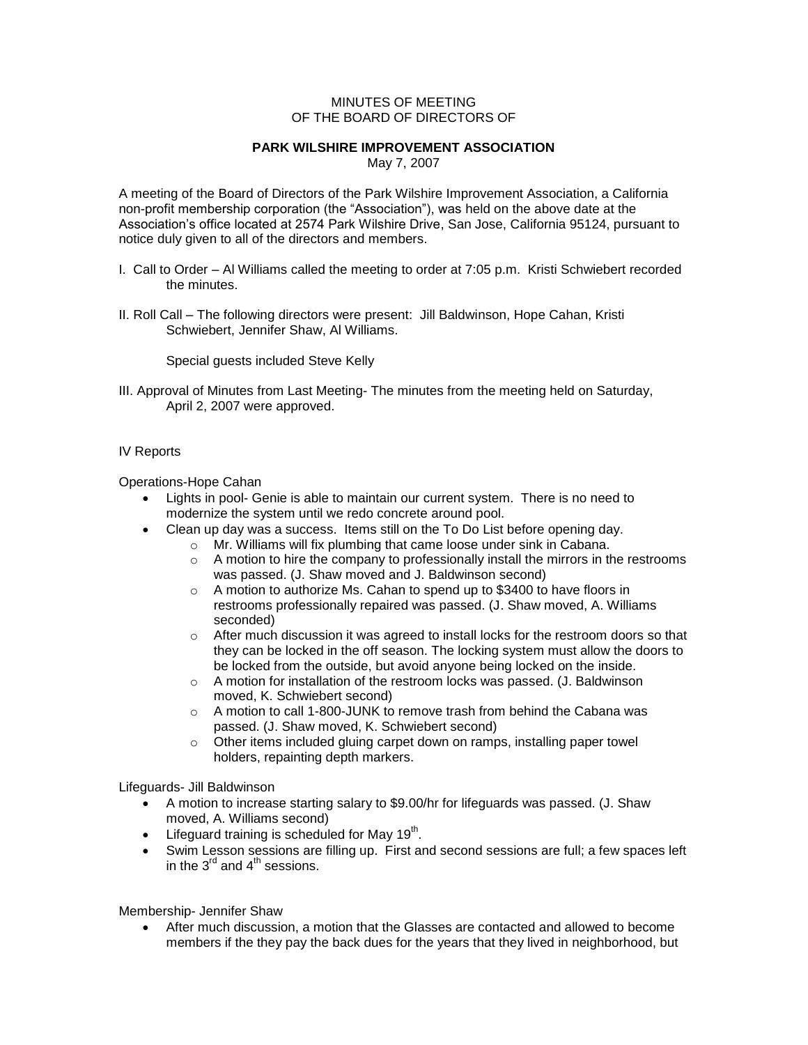MINUTES OF MEETING
OF THE BOARD OF DIRECTORS OF

**PARK WILSHIRE IMPROVEMENT ASSOCIATION**
May 7, 2007

A meeting of the Board of Directors of the Park Wilshire Improvement Association, a California non-profit membership corporation (the "Association"), was held on the above date at the Association's office located at 2574 Park Wilshire Drive, San Jose, California 95124, pursuant to notice duly given to all of the directors and members.

I. Call to Order – Al Williams called the meeting to order at 7:05 p.m. Kristi Schwiebert recorded the minutes.

II. Roll Call – The following directors were present: Jill Baldwinson, Hope Cahan, Kristi Schwiebert, Jennifer Shaw, Al Williams.

Special guests included Steve Kelly

III. Approval of Minutes from Last Meeting- The minutes from the meeting held on Saturday, April 2, 2007 were approved.

IV Reports

Operations-Hope Cahan

- Lights in pool- Genie is able to maintain our current system. There is no need to modernize the system until we redo concrete around pool.
- Clean up day was a success. Items still on the To Do List before opening day.
  - Mr. Williams will fix plumbing that came loose under sink in Cabana.
  - A motion to hire the company to professionally install the mirrors in the restrooms was passed. (J. Shaw moved and J. Baldwinson second)
  - A motion to authorize Ms. Cahan to spend up to $3400 to have floors in restrooms professionally repaired was passed. (J. Shaw moved, A. Williams seconded)
  - After much discussion it was agreed to install locks for the restroom doors so that they can be locked in the off season. The locking system must allow the doors to be locked from the outside, but avoid anyone being locked on the inside.
  - A motion for installation of the restroom locks was passed. (J. Baldwinson moved, K. Schwiebert second)
  - A motion to call 1-800-JUNK to remove trash from behind the Cabana was passed. (J. Shaw moved, K. Schwiebert second)
  - Other items included gluing carpet down on ramps, installing paper towel holders, repainting depth markers.

Lifeguards- Jill Baldwinson

- A motion to increase starting salary to $9.00/hr for lifeguards was passed. (J. Shaw moved, A. Williams second)
- Lifeguard training is scheduled for May 19th.
- Swim Lesson sessions are filling up. First and second sessions are full; a few spaces left in the 3rd and 4th sessions.

Membership- Jennifer Shaw

- After much discussion, a motion that the Glasses are contacted and allowed to become members if the they pay the back dues for the years that they lived in neighborhood, but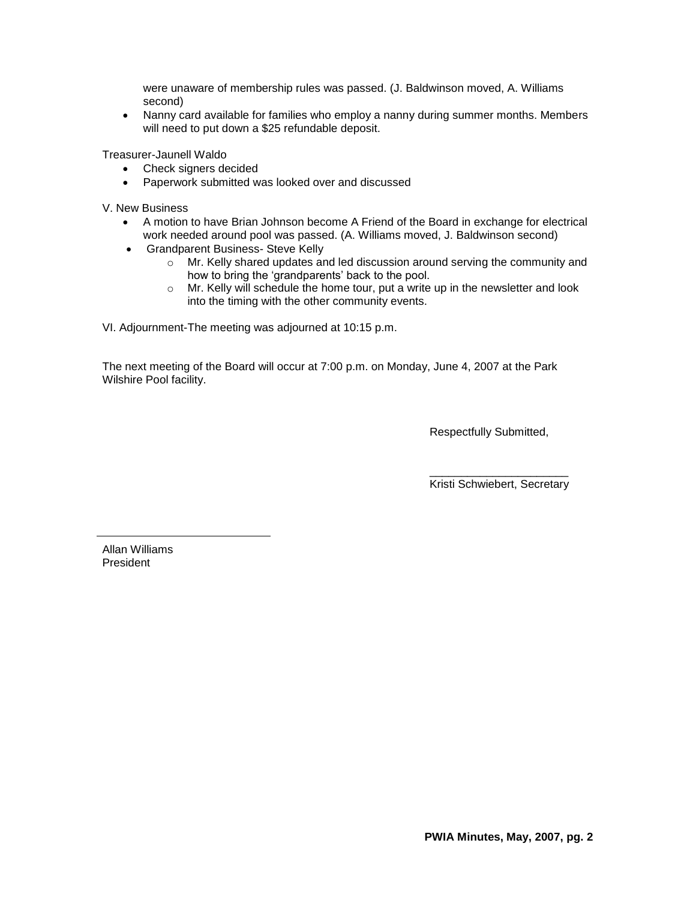were unaware of membership rules was passed. (J. Baldwinson moved, A. Williams second)

- Nanny card available for families who employ a nanny during summer months. Members will need to put down a $25 refundable deposit.

Treasurer-Jaunell Waldo

- Check signers decided
- Paperwork submitted was looked over and discussed

V. New Business

- A motion to have Brian Johnson become A Friend of the Board in exchange for electrical work needed around pool was passed. (A. Williams moved, J. Baldwinson second)
- Grandparent Business- Steve Kelly
  - Mr. Kelly shared updates and led discussion around serving the community and how to bring the 'grandparents' back to the pool.
  - Mr. Kelly will schedule the home tour, put a write up in the newsletter and look into the timing with the other community events.

VI. Adjournment-The meeting was adjourned at 10:15 p.m.

The next meeting of the Board will occur at 7:00 p.m. on Monday, June 4, 2007 at the Park Wilshire Pool facility.

Respectfully Submitted,

______________________

Kristi Schwiebert, Secretary

______________________

Allan Williams
President